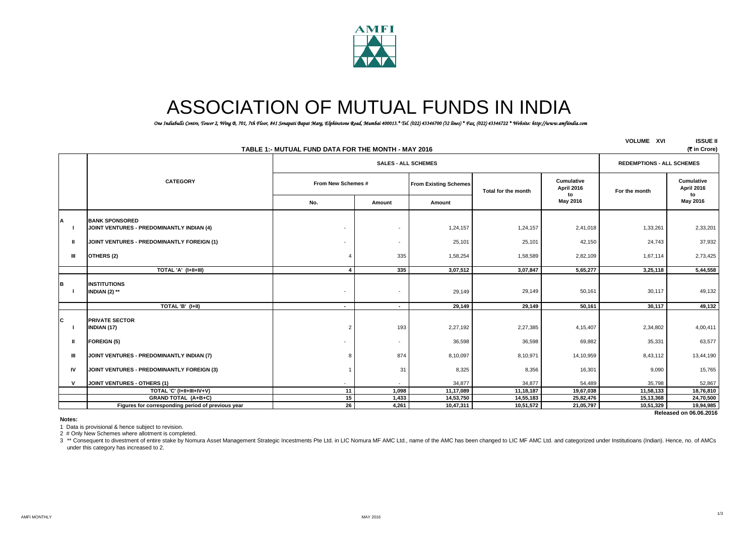# ASSOCIATION OF MUTUAL FUNDS IN INDIA

*One Indiabulls Centre, Tower 2, Wing B, 701, 7th Floor, 841 Senapati Bapat Marg, Elphinstone Road, Mumbai 400013.* Tel. (022) 43346700 (32 lines) * Fax. (022) 43346722 * Website: http://www.amfiindia.com*

VOLUME XVI ISSUE II

## TABLE 1:- MUTUAL FUND DATA FOR THE MONTH - MAY 2016

(₹ in Crore)

| | CATEGORY | SALES - ALL SCHEMES | | | | | REDEMPTIONS - ALL SCHEMES | |
|---|---|---|---|---|---|---|---|---|
| | | From New Schemes # | | From Existing Schemes | Total for the month | Cumulative April 2016 to May 2016 | For the month | Cumulative April 2016 to May 2016 |
| | | No. | Amount | Amount | | | | |
| **A** | **BANK SPONSORED** | | | | | | | |
| I | **JOINT VENTURES - PREDOMINANTLY INDIAN (4)** | - | - | 1,24,157 | 1,24,157 | 2,41,018 | 1,33,261 | 2,33,201 |
| II | **JOINT VENTURES - PREDOMINANTLY FOREIGN (1)** | - | - | 25,101 | 25,101 | 42,150 | 24,743 | 37,932 |
| III | **OTHERS (2)** | 4 | 335 | 1,58,254 | 1,58,589 | 2,82,109 | 1,67,114 | 2,73,425 |
| | **TOTAL 'A' (I+II+III)** | **4** | **335** | **3,07,512** | **3,07,847** | **5,65,277** | **3,25,118** | **5,44,558** |
| **B** | **INSTITUTIONS** | | | | | | | |
| I | **INDIAN (2) \*\*** | - | - | 29,149 | 29,149 | 50,161 | 30,117 | 49,132 |
| | **TOTAL 'B' (I+II)** | **-** | **-** | **29,149** | **29,149** | **50,161** | **30,117** | **49,132** |
| **C** | **PRIVATE SECTOR** | | | | | | | |
| I | **INDIAN (17)** | 2 | 193 | 2,27,192 | 2,27,385 | 4,15,407 | 2,34,802 | 4,00,411 |
| II | **FOREIGN (5)** | - | - | 36,598 | 36,598 | 69,882 | 35,331 | 63,577 |
| III | **JOINT VENTURES - PREDOMINANTLY INDIAN (7)** | 8 | 874 | 8,10,097 | 8,10,971 | 14,10,959 | 8,43,112 | 13,44,190 |
| IV | **JOINT VENTURES - PREDOMINANTLY FOREIGN (3)** | 1 | 31 | 8,325 | 8,356 | 16,301 | 9,090 | 15,765 |
| V | **JOINT VENTURES - OTHERS (1)** | - | - | 34,877 | 34,877 | 54,489 | 35,798 | 52,867 |
| | **TOTAL 'C' (I+II+III+IV+V)** | **11** | **1,098** | **11,17,089** | **11,18,187** | **19,67,038** | **11,58,133** | **18,76,810** |
| | **GRAND TOTAL (A+B+C)** | **15** | **1,433** | **14,53,750** | **14,55,183** | **25,82,476** | **15,13,368** | **24,70,500** |
| | **Figures for corresponding period of previous year** | **26** | **4,261** | **10,47,311** | **10,51,572** | **21,05,797** | **10,51,329** | **19,94,985** |

**Released on 06.06.2016**

**Notes:**

1 Data is provisional & hence subject to revision.

2 # Only New Schemes where allotment is completed.

3 ** Consequent to divestment of entire stake by Nomura Asset Management Strategic Incestments Pte Ltd. in LIC Nomura MF AMC Ltd., name of the AMC has been changed to LIC MF AMC Ltd. and categorized under Institutioans (Indian). Hence, no. of AMCs under this category has increased to 2.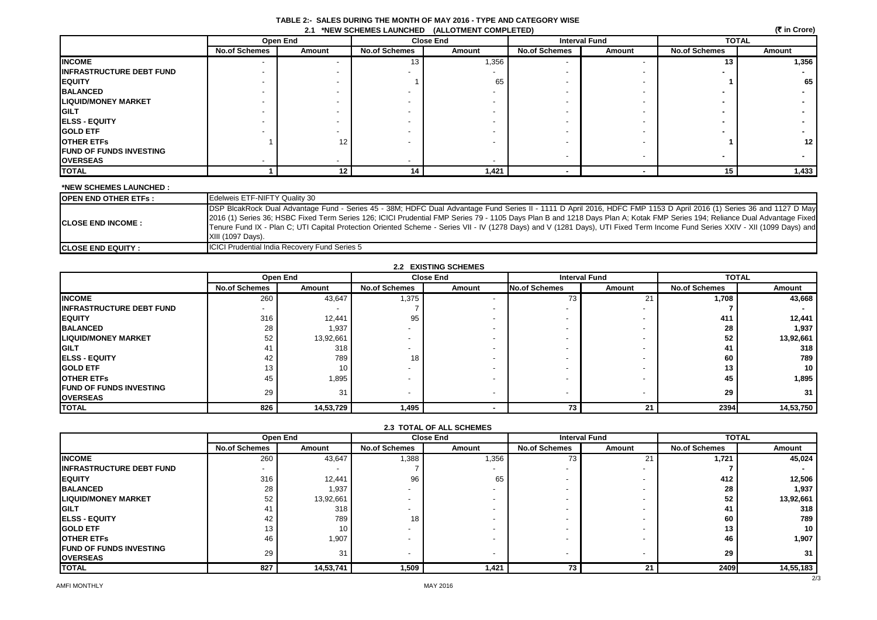# TABLE 2:- SALES DURING THE MONTH OF MAY 2016 - TYPE AND CATEGORY WISE

## 2.1 *NEW SCHEMES LAUNCHED (ALLOTMENT COMPLETED)

(₹ in Crore)

| | Open End | | Close End | | Interval Fund | | TOTAL | |
|---|---|---|---|---|---|---|---|---|
| | No.of Schemes | Amount | No.of Schemes | Amount | No.of Schemes | Amount | No.of Schemes | Amount |
| **INCOME** | - | - | 13 | 1,356 | - | - | **13** | **1,356** |
| **INFRASTRUCTURE DEBT FUND** | - | - | - | - | - | - | **-** | **-** |
| **EQUITY** | - | - | 1 | 65 | - | - | **1** | **65** |
| **BALANCED** | - | - | - | - | - | - | **-** | **-** |
| **LIQUID/MONEY MARKET** | - | - | - | - | - | - | **-** | **-** |
| **GILT** | - | - | - | - | - | - | **-** | **-** |
| **ELSS - EQUITY** | - | - | - | - | - | - | **-** | **-** |
| **GOLD ETF** | - | - | - | - | - | - | **-** | **-** |
| **OTHER ETFs** | 1 | 12 | - | - | - | - | **1** | **12** |
| **FUND OF FUNDS INVESTING OVERSEAS** | - | - | - | - | - | - | **-** | **-** |
| **TOTAL** | **1** | **12** | **14** | **1,421** | **-** | **-** | **15** | **1,433** |

**\*NEW SCHEMES LAUNCHED :**

| | |
|---|---|
| **OPEN END OTHER ETFs :** | Edelweis ETF-NIFTY Quality 30 |
| **CLOSE END INCOME :** | DSP BlcakRock Dual Advantage Fund - Series 45 - 38M; HDFC Dual Advantage Fund Series II - 1111 D April 2016, HDFC FMP 1153 D April 2016 (1) Series 36 and 1127 D May 2016 (1) Series 36; HSBC Fixed Term Series 126; ICICI Prudential FMP Series 79 - 1105 Days Plan B and 1218 Days Plan A; Kotak FMP Series 194; Reliance Dual Advantage Fixed Tenure Fund IX - Plan C; UTI Capital Protection Oriented Scheme - Series VII - IV (1278 Days) and V (1281 Days), UTI Fixed Term Income Fund Series XXIV - XII (1099 Days) and XIII (1097 Days). |
| **CLOSE END EQUITY :** | ICICI Prudential India Recovery Fund Series 5 |

## 2.2 EXISTING SCHEMES

| | Open End | | Close End | | Interval Fund | | TOTAL | |
|---|---|---|---|---|---|---|---|---|
| | No.of Schemes | Amount | No.of Schemes | Amount | No.of Schemes | Amount | No.of Schemes | Amount |
| **INCOME** | 260 | 43,647 | 1,375 | - | 73 | 21 | **1,708** | **43,668** |
| **INFRASTRUCTURE DEBT FUND** | - | - | 7 | - | - | - | **7** | **-** |
| **EQUITY** | 316 | 12,441 | 95 | - | - | - | **411** | **12,441** |
| **BALANCED** | 28 | 1,937 | - | - | - | - | **28** | **1,937** |
| **LIQUID/MONEY MARKET** | 52 | 13,92,661 | - | - | - | - | **52** | **13,92,661** |
| **GILT** | 41 | 318 | - | - | - | - | **41** | **318** |
| **ELSS - EQUITY** | 42 | 789 | 18 | - | - | - | **60** | **789** |
| **GOLD ETF** | 13 | 10 | - | - | - | - | **13** | **10** |
| **OTHER ETFs** | 45 | 1,895 | - | - | - | - | **45** | **1,895** |
| **FUND OF FUNDS INVESTING OVERSEAS** | 29 | 31 | - | - | - | - | **29** | **31** |
| **TOTAL** | **826** | **14,53,729** | **1,495** | **-** | **73** | **21** | **2394** | **14,53,750** |

## 2.3 TOTAL OF ALL SCHEMES

| | Open End | | Close End | | Interval Fund | | TOTAL | |
|---|---|---|---|---|---|---|---|---|
| | No.of Schemes | Amount | No.of Schemes | Amount | No.of Schemes | Amount | No.of Schemes | Amount |
| **INCOME** | 260 | 43,647 | 1,388 | 1,356 | 73 | 21 | **1,721** | **45,024** |
| **INFRASTRUCTURE DEBT FUND** | - | - | 7 | - | - | - | **7** | **-** |
| **EQUITY** | 316 | 12,441 | 96 | 65 | - | - | **412** | **12,506** |
| **BALANCED** | 28 | 1,937 | - | - | - | - | **28** | **1,937** |
| **LIQUID/MONEY MARKET** | 52 | 13,92,661 | - | - | - | - | **52** | **13,92,661** |
| **GILT** | 41 | 318 | - | - | - | - | **41** | **318** |
| **ELSS - EQUITY** | 42 | 789 | 18 | - | - | - | **60** | **789** |
| **GOLD ETF** | 13 | 10 | - | - | - | - | **13** | **10** |
| **OTHER ETFs** | 46 | 1,907 | - | - | - | - | **46** | **1,907** |
| **FUND OF FUNDS INVESTING OVERSEAS** | 29 | 31 | - | - | - | - | **29** | **31** |
| **TOTAL** | **827** | **14,53,741** | **1,509** | **1,421** | **73** | **21** | **2409** | **14,55,183** |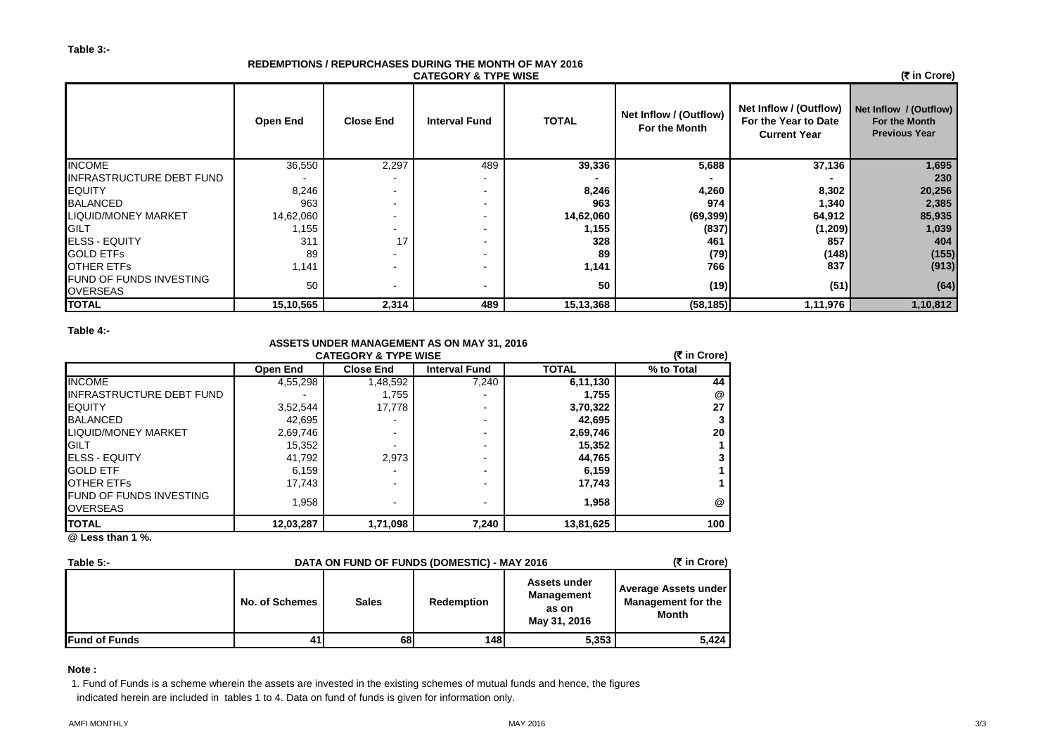**Table 3:-**

### REDEMPTIONS / REPURCHASES DURING THE MONTH OF MAY 2016
### CATEGORY & TYPE WISE

(₹ in Crore)

| | Open End | Close End | Interval Fund | TOTAL | Net Inflow / (Outflow) For the Month | Net Inflow / (Outflow) For the Year to Date Current Year | Net Inflow / (Outflow) For the Month Previous Year |
|---|---|---|---|---|---|---|---|
| INCOME | 36,550 | 2,297 | 489 | **39,336** | **5,688** | **37,136** | **1,695** |
| INFRASTRUCTURE DEBT FUND | - | - | - | **-** | **-** | **-** | **230** |
| EQUITY | 8,246 | - | - | **8,246** | **4,260** | **8,302** | **20,256** |
| BALANCED | 963 | - | - | **963** | **974** | **1,340** | **2,385** |
| LIQUID/MONEY MARKET | 14,62,060 | - | - | **14,62,060** | **(69,399)** | **64,912** | **85,935** |
| GILT | 1,155 | - | - | **1,155** | **(837)** | **(1,209)** | **1,039** |
| ELSS - EQUITY | 311 | 17 | - | **328** | **461** | **857** | **404** |
| GOLD ETFs | 89 | - | - | **89** | **(79)** | **(148)** | **(155)** |
| OTHER ETFs | 1,141 | - | - | **1,141** | **766** | **837** | **(913)** |
| FUND OF FUNDS INVESTING OVERSEAS | 50 | - | - | **50** | **(19)** | **(51)** | **(64)** |
| **TOTAL** | **15,10,565** | **2,314** | **489** | **15,13,368** | **(58,185)** | **1,11,976** | **1,10,812** |

**Table 4:-**

### ASSETS UNDER MANAGEMENT AS ON MAY 31, 2016
### CATEGORY & TYPE WISE

(₹ in Crore)

| | Open End | Close End | Interval Fund | TOTAL | % to Total |
|---|---|---|---|---|---|
| INCOME | 4,55,298 | 1,48,592 | 7,240 | **6,11,130** | **44** |
| INFRASTRUCTURE DEBT FUND | - | 1,755 | - | **1,755** | @ |
| EQUITY | 3,52,544 | 17,778 | - | **3,70,322** | **27** |
| BALANCED | 42,695 | - | - | **42,695** | **3** |
| LIQUID/MONEY MARKET | 2,69,746 | - | - | **2,69,746** | **20** |
| GILT | 15,352 | - | - | **15,352** | **1** |
| ELSS - EQUITY | 41,792 | 2,973 | - | **44,765** | **3** |
| GOLD ETF | 6,159 | - | - | **6,159** | **1** |
| OTHER ETFs | 17,743 | - | - | **17,743** | **1** |
| FUND OF FUNDS INVESTING OVERSEAS | 1,958 | - | - | **1,958** | @ |
| **TOTAL** | **12,03,287** | **1,71,098** | **7,240** | **13,81,625** | **100** |

**@ Less than 1 %.**

**Table 5:-**

### DATA ON FUND OF FUNDS (DOMESTIC) - MAY 2016

(₹ in Crore)

| | No. of Schemes | Sales | Redemption | Assets under Management as on May 31, 2016 | Average Assets under Management for the Month |
|---|---|---|---|---|---|
| **Fund of Funds** | 41 | 68 | 148 | 5,353 | 5,424 |

**Note :**

1. Fund of Funds is a scheme wherein the assets are invested in the existing schemes of mutual funds and hence, the figures indicated herein are included in tables 1 to 4. Data on fund of funds is given for information only.